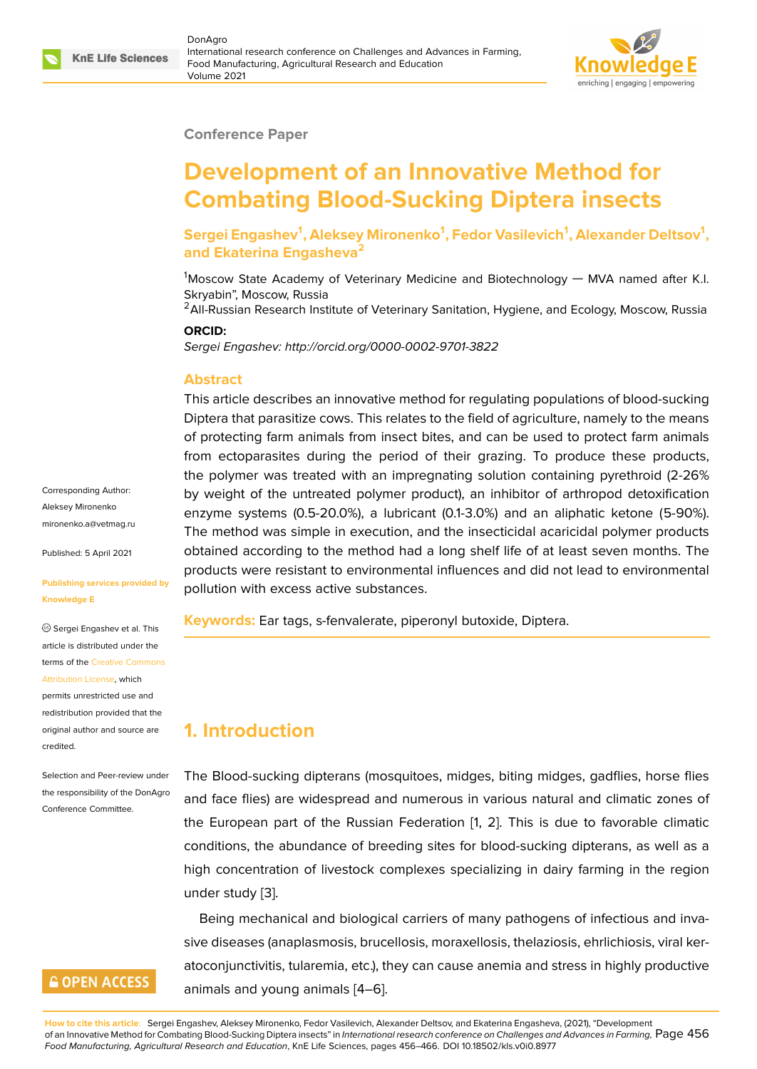Conference Paper

# Development of an Innovative Method for Combating Blood-Sucking Diptera insects

**Sergei Engashev[1], Aleksey Mironenko[1], Fedor Vasilevich[1], Alexander Deltsov[1], and Ekaterina Engasheva[2]**

[1]Moscow State Academy of Veterinary Medicine and Biotechnology — MVA named after K.I. Skryabin", Moscow, Russia
[2]All-Russian Research Institute of Veterinary Sanitation, Hygiene, and Ecology, Moscow, Russia

**ORCID:**

*Sergei Engashev: http://orcid.org/0000-0002-9701-3822*

Corresponding Author: Aleksey Mironenko mironenko.a@vetmag.ru

Published: 5 April 2021

Publishing services provided by Knowledge E

© Sergei Engashev et al. This article is distributed under the terms of the Creative Commons Attribution License, which permits unrestricted use and redistribution provided that the original author and source are credited.

Selection and Peer-review under the responsibility of the DonAgro Conference Committee.

## Abstract

This article describes an innovative method for regulating populations of blood-sucking Diptera that parasitize cows. This relates to the field of agriculture, namely to the means of protecting farm animals from insect bites, and can be used to protect farm animals from ectoparasites during the period of their grazing. To produce these products, the polymer was treated with an impregnating solution containing pyrethroid (2-26% by weight of the untreated polymer product), an inhibitor of arthropod detoxification enzyme systems (0.5-20.0%), a lubricant (0.1-3.0%) and an aliphatic ketone (5-90%). The method was simple in execution, and the insecticidal acaricidal polymer products obtained according to the method had a long shelf life of at least seven months. The products were resistant to environmental influences and did not lead to environmental pollution with excess active substances.

**Keywords:** Ear tags, s-fenvalerate, piperonyl butoxide, Diptera.

## 1. Introduction

The Blood-sucking dipterans (mosquitoes, midges, biting midges, gadflies, horse flies and face flies) are widespread and numerous in various natural and climatic zones of the European part of the Russian Federation [1, 2]. This is due to favorable climatic conditions, the abundance of breeding sites for blood-sucking dipterans, as well as a high concentration of livestock complexes specializing in dairy farming in the region under study [3].

Being mechanical and biological carriers of many pathogens of infectious and invasive diseases (anaplasmosis, brucellosis, moraxellosis, thelaziosis, ehrlichiosis, viral keratoconjunctivitis, tularemia, etc.), they can cause anemia and stress in highly productive animals and young animals [4–6].

**How to cite this article:** Sergei Engashev, Aleksey Mironenko, Fedor Vasilevich, Alexander Deltsov, and Ekaterina Engasheva, (2021), "Development of an Innovative Method for Combating Blood-Sucking Diptera insects" in *International research conference on Challenges and Advances in Farming, Food Manufacturing, Agricultural Research and Education*, KnE Life Sciences, pages 456–466. DOI 10.18502/kls.v0i0.8977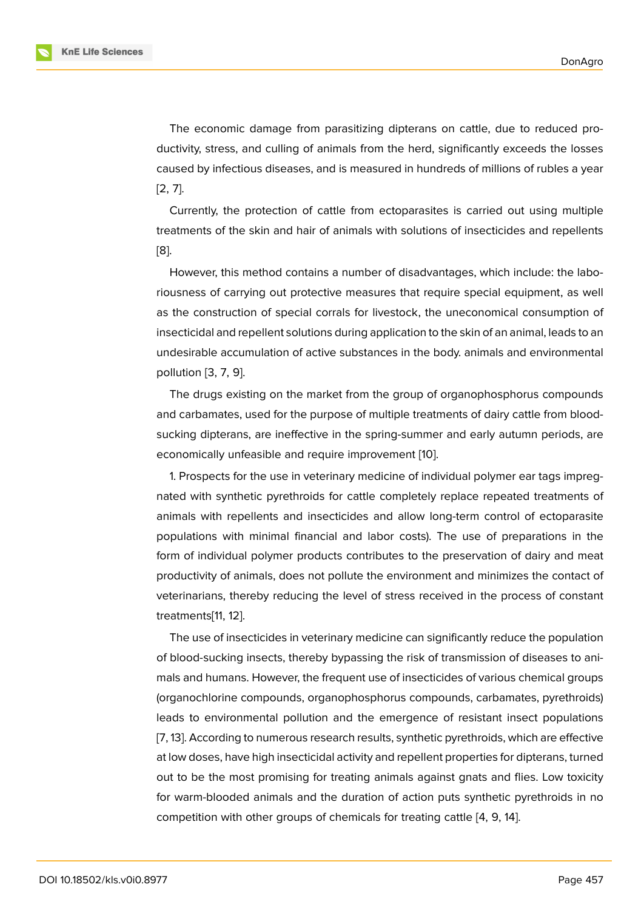The economic damage from parasitizing dipterans on cattle, due to reduced productivity, stress, and culling of animals from the herd, significantly exceeds the losses caused by infectious diseases, and is measured in hundreds of millions of rubles a year [2, 7].

Currently, the protection of cattle from ectoparasites is carried out using multiple treatments of the skin and hair of animals with solutions of insecticides and repellents [8].

However, this method contains a number of disadvantages, which include: the laboriousness of carrying out protective measures that require special equipment, as well as the construction of special corrals for livestock, the uneconomical consumption of insecticidal and repellent solutions during application to the skin of an animal, leads to an undesirable accumulation of active substances in the body. animals and environmental pollution [3, 7, 9].

The drugs existing on the market from the group of organophosphorus compounds and carbamates, used for the purpose of multiple treatments of dairy cattle from blood-sucking dipterans, are ineffective in the spring-summer and early autumn periods, are economically unfeasible and require improvement [10].

1. Prospects for the use in veterinary medicine of individual polymer ear tags impregnated with synthetic pyrethroids for cattle completely replace repeated treatments of animals with repellents and insecticides and allow long-term control of ectoparasite populations with minimal financial and labor costs). The use of preparations in the form of individual polymer products contributes to the preservation of dairy and meat productivity of animals, does not pollute the environment and minimizes the contact of veterinarians, thereby reducing the level of stress received in the process of constant treatments[11, 12].

The use of insecticides in veterinary medicine can significantly reduce the population of blood-sucking insects, thereby bypassing the risk of transmission of diseases to animals and humans. However, the frequent use of insecticides of various chemical groups (organochlorine compounds, organophosphorus compounds, carbamates, pyrethroids) leads to environmental pollution and the emergence of resistant insect populations [7, 13]. According to numerous research results, synthetic pyrethroids, which are effective at low doses, have high insecticidal activity and repellent properties for dipterans, turned out to be the most promising for treating animals against gnats and flies. Low toxicity for warm-blooded animals and the duration of action puts synthetic pyrethroids in no competition with other groups of chemicals for treating cattle [4, 9, 14].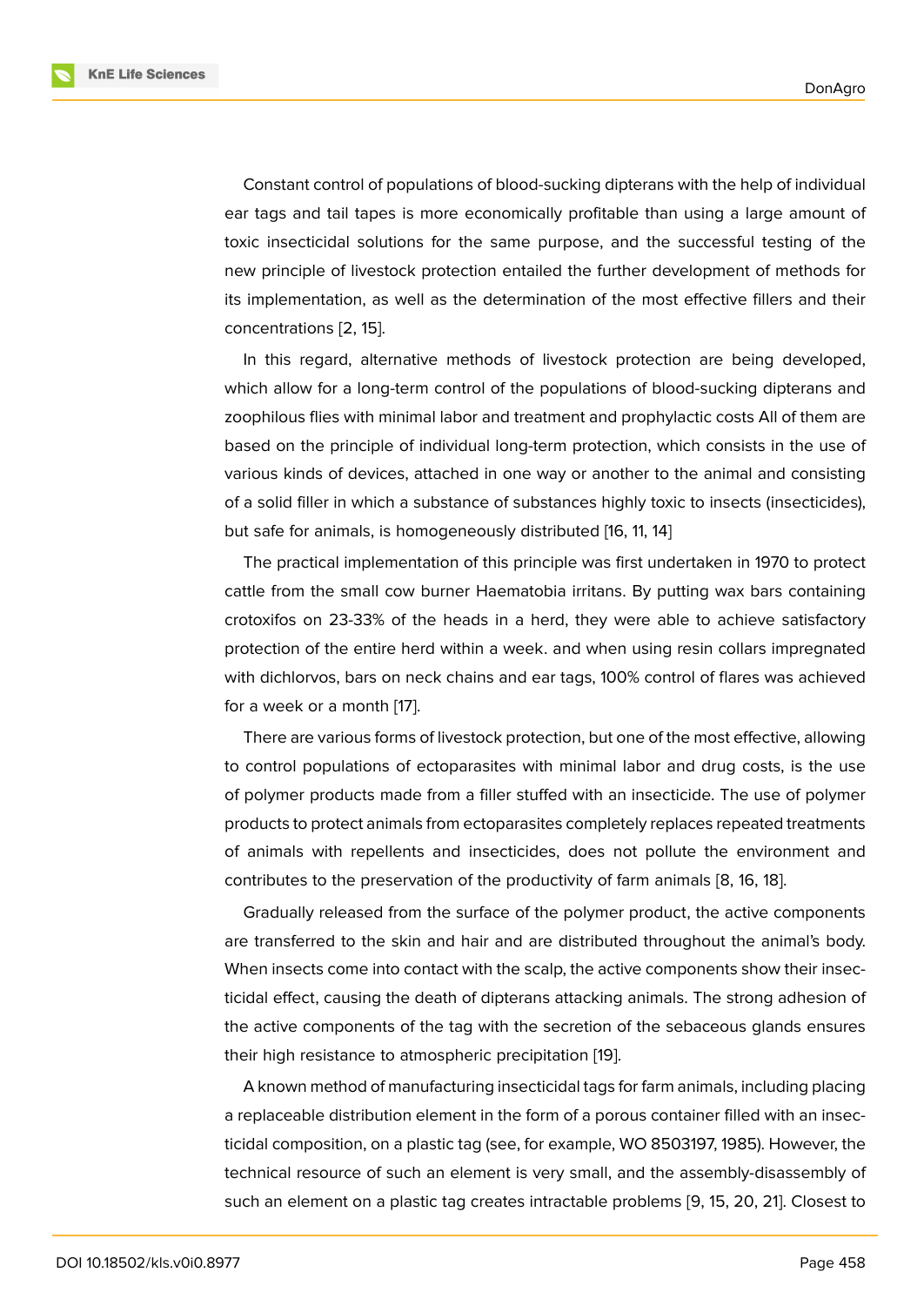Constant control of populations of blood-sucking dipterans with the help of individual ear tags and tail tapes is more economically profitable than using a large amount of toxic insecticidal solutions for the same purpose, and the successful testing of the new principle of livestock protection entailed the further development of methods for its implementation, as well as the determination of the most effective fillers and their concentrations [2, 15].

In this regard, alternative methods of livestock protection are being developed, which allow for a long-term control of the populations of blood-sucking dipterans and zoophilous flies with minimal labor and treatment and prophylactic costs All of them are based on the principle of individual long-term protection, which consists in the use of various kinds of devices, attached in one way or another to the animal and consisting of a solid filler in which a substance of substances highly toxic to insects (insecticides), but safe for animals, is homogeneously distributed [16, 11, 14]

The practical implementation of this principle was first undertaken in 1970 to protect cattle from the small cow burner Haematobia irritans. By putting wax bars containing crotoxifos on 23-33% of the heads in a herd, they were able to achieve satisfactory protection of the entire herd within a week. and when using resin collars impregnated with dichlorvos, bars on neck chains and ear tags, 100% control of flares was achieved for a week or a month [17].

There are various forms of livestock protection, but one of the most effective, allowing to control populations of ectoparasites with minimal labor and drug costs, is the use of polymer products made from a filler stuffed with an insecticide. The use of polymer products to protect animals from ectoparasites completely replaces repeated treatments of animals with repellents and insecticides, does not pollute the environment and contributes to the preservation of the productivity of farm animals [8, 16, 18].

Gradually released from the surface of the polymer product, the active components are transferred to the skin and hair and are distributed throughout the animal's body. When insects come into contact with the scalp, the active components show their insecticidal effect, causing the death of dipterans attacking animals. The strong adhesion of the active components of the tag with the secretion of the sebaceous glands ensures their high resistance to atmospheric precipitation [19].

A known method of manufacturing insecticidal tags for farm animals, including placing a replaceable distribution element in the form of a porous container filled with an insecticidal composition, on a plastic tag (see, for example, WO 8503197, 1985). However, the technical resource of such an element is very small, and the assembly-disassembly of such an element on a plastic tag creates intractable problems [9, 15, 20, 21]. Closest to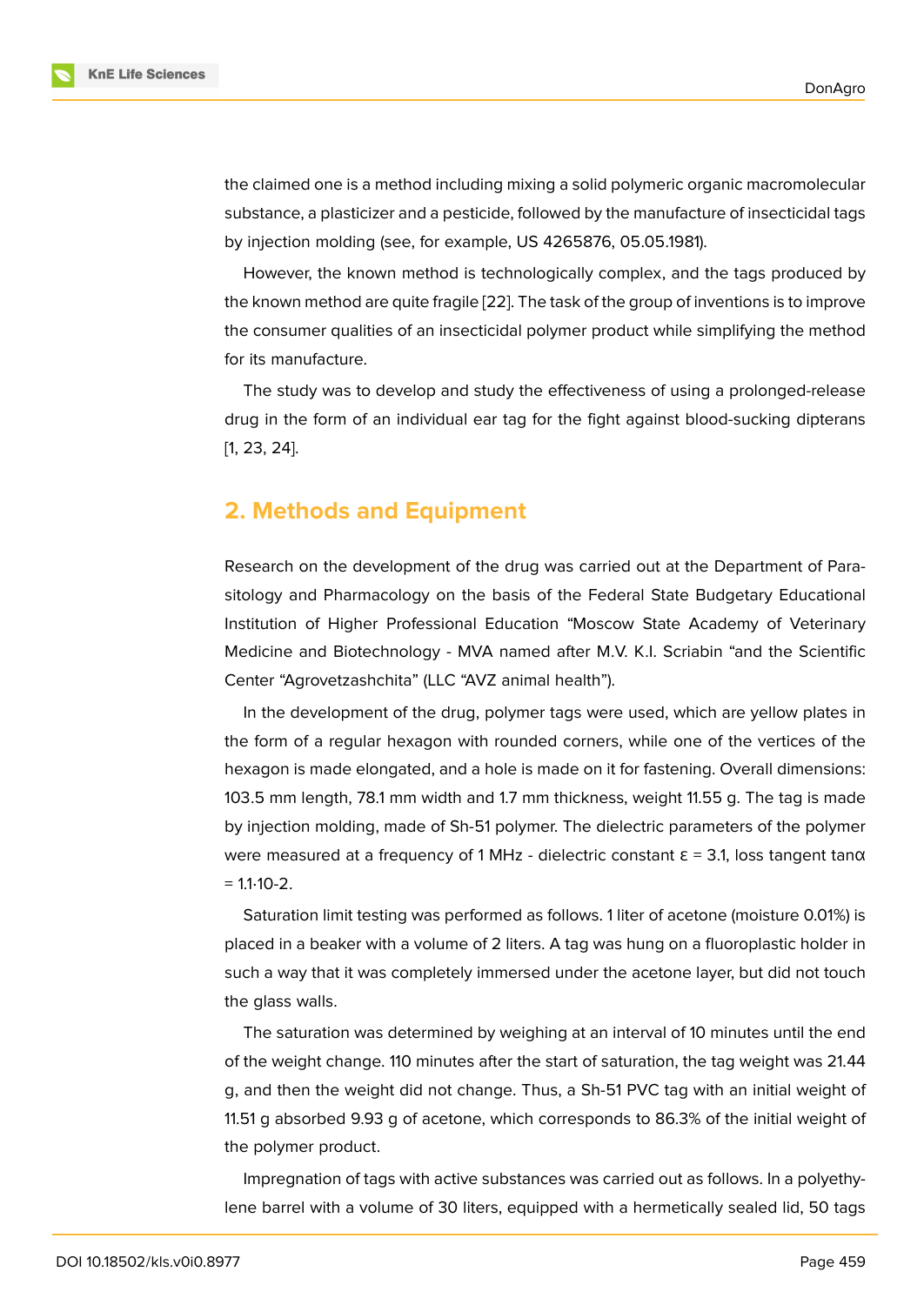the claimed one is a method including mixing a solid polymeric organic macromolecular substance, a plasticizer and a pesticide, followed by the manufacture of insecticidal tags by injection molding (see, for example, US 4265876, 05.05.1981).

However, the known method is technologically complex, and the tags produced by the known method are quite fragile [22]. The task of the group of inventions is to improve the consumer qualities of an insecticidal polymer product while simplifying the method for its manufacture.

The study was to develop and study the effectiveness of using a prolonged-release drug in the form of an individual ear tag for the fight against blood-sucking dipterans [1, 23, 24].

## 2. Methods and Equipment

Research on the development of the drug was carried out at the Department of Parasitology and Pharmacology on the basis of the Federal State Budgetary Educational Institution of Higher Professional Education “Moscow State Academy of Veterinary Medicine and Biotechnology - MVA named after M.V. K.I. Scriabin “and the Scientific Center “Agrovetzashchita” (LLC “AVZ animal health”).

In the development of the drug, polymer tags were used, which are yellow plates in the form of a regular hexagon with rounded corners, while one of the vertices of the hexagon is made elongated, and a hole is made on it for fastening. Overall dimensions: 103.5 mm length, 78.1 mm width and 1.7 mm thickness, weight 11.55 g. The tag is made by injection molding, made of Sh-51 polymer. The dielectric parameters of the polymer were measured at a frequency of 1 MHz - dielectric constant $\varepsilon = 3.1$, loss tangent $\tan\alpha = 1.1 \cdot 10^{-2}$.

Saturation limit testing was performed as follows. 1 liter of acetone (moisture 0.01%) is placed in a beaker with a volume of 2 liters. A tag was hung on a fluoroplastic holder in such a way that it was completely immersed under the acetone layer, but did not touch the glass walls.

The saturation was determined by weighing at an interval of 10 minutes until the end of the weight change. 110 minutes after the start of saturation, the tag weight was 21.44 g, and then the weight did not change. Thus, a Sh-51 PVC tag with an initial weight of 11.51 g absorbed 9.93 g of acetone, which corresponds to 86.3% of the initial weight of the polymer product.

Impregnation of tags with active substances was carried out as follows. In a polyethylene barrel with a volume of 30 liters, equipped with a hermetically sealed lid, 50 tags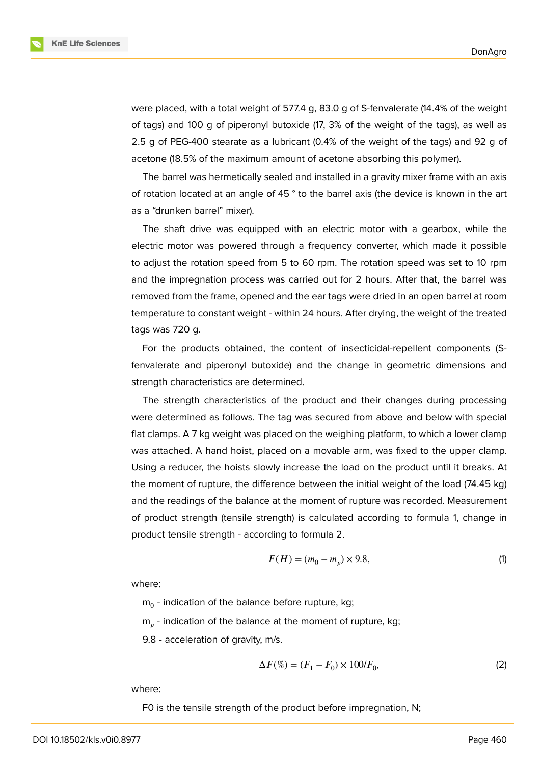were placed, with a total weight of 577.4 g, 83.0 g of S-fenvalerate (14.4% of the weight of tags) and 100 g of piperonyl butoxide (17, 3% of the weight of the tags), as well as 2.5 g of PEG-400 stearate as a lubricant (0.4% of the weight of the tags) and 92 g of acetone (18.5% of the maximum amount of acetone absorbing this polymer).

The barrel was hermetically sealed and installed in a gravity mixer frame with an axis of rotation located at an angle of 45 ° to the barrel axis (the device is known in the art as a "drunken barrel" mixer).

The shaft drive was equipped with an electric motor with a gearbox, while the electric motor was powered through a frequency converter, which made it possible to adjust the rotation speed from 5 to 60 rpm. The rotation speed was set to 10 rpm and the impregnation process was carried out for 2 hours. After that, the barrel was removed from the frame, opened and the ear tags were dried in an open barrel at room temperature to constant weight - within 24 hours. After drying, the weight of the treated tags was 720 g.

For the products obtained, the content of insecticidal-repellent components (S-fenvalerate and piperonyl butoxide) and the change in geometric dimensions and strength characteristics are determined.

The strength characteristics of the product and their changes during processing were determined as follows. The tag was secured from above and below with special flat clamps. A 7 kg weight was placed on the weighing platform, to which a lower clamp was attached. A hand hoist, placed on a movable arm, was fixed to the upper clamp. Using a reducer, the hoists slowly increase the load on the product until it breaks. At the moment of rupture, the difference between the initial weight of the load (74.45 kg) and the readings of the balance at the moment of rupture was recorded. Measurement of product strength (tensile strength) is calculated according to formula 1, change in product tensile strength - according to formula 2.

$$F(H) = (m_0 - m_p) \times 9.8, \tag{1}$$

where:

$m_0$ - indication of the balance before rupture, kg;

$m_p$ - indication of the balance at the moment of rupture, kg;

9.8 - acceleration of gravity, m/s.

$$\Delta F(\%) = (F_1 - F_0) \times 100 / F_0, \tag{2}$$

where:

F0 is the tensile strength of the product before impregnation, N;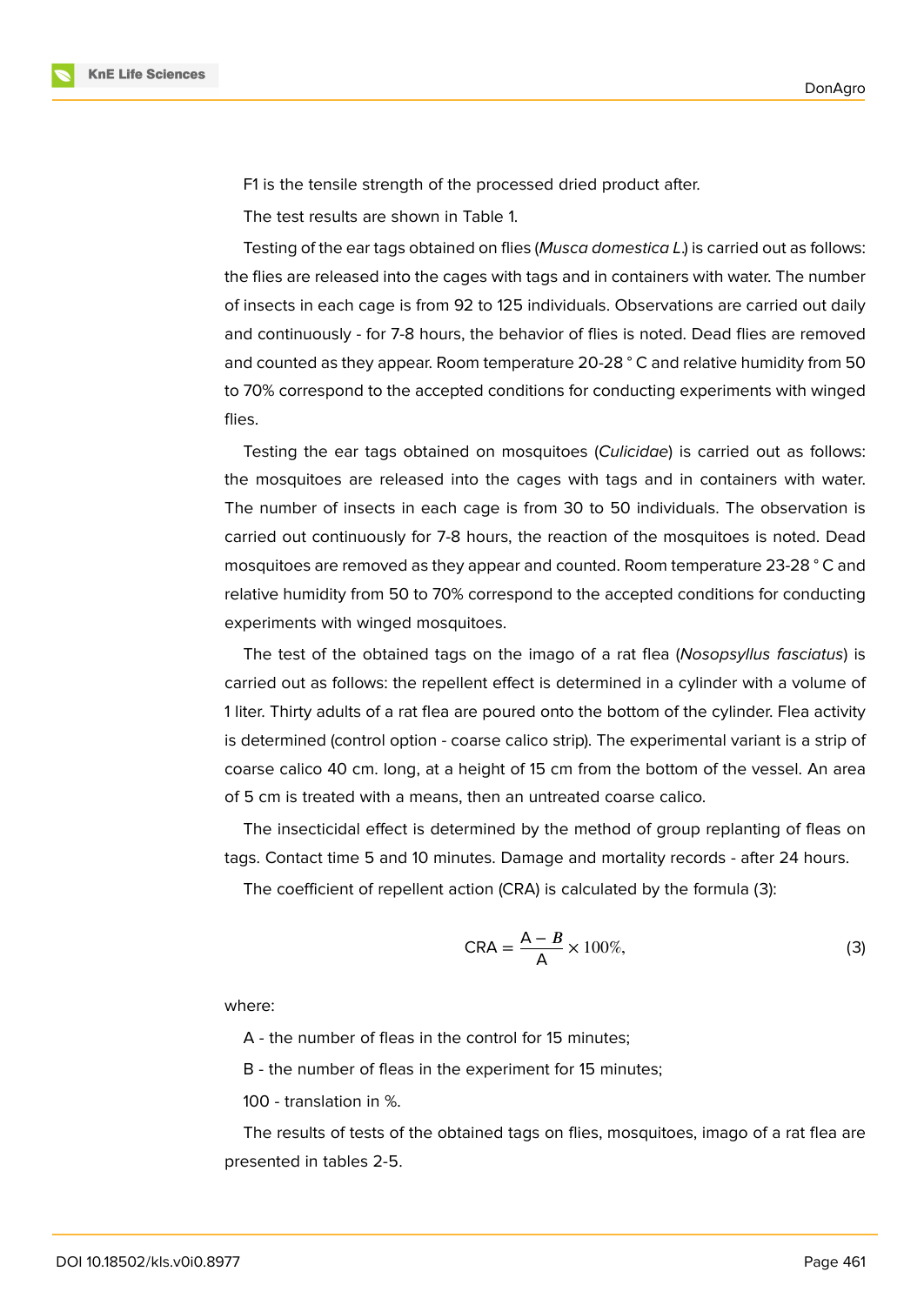F1 is the tensile strength of the processed dried product after.

The test results are shown in Table 1.

Testing of the ear tags obtained on flies (*Musca domestica L.*) is carried out as follows: the flies are released into the cages with tags and in containers with water. The number of insects in each cage is from 92 to 125 individuals. Observations are carried out daily and continuously - for 7-8 hours, the behavior of flies is noted. Dead flies are removed and counted as they appear. Room temperature 20-28 ° C and relative humidity from 50 to 70% correspond to the accepted conditions for conducting experiments with winged flies.

Testing the ear tags obtained on mosquitoes (*Culicidae*) is carried out as follows: the mosquitoes are released into the cages with tags and in containers with water. The number of insects in each cage is from 30 to 50 individuals. The observation is carried out continuously for 7-8 hours, the reaction of the mosquitoes is noted. Dead mosquitoes are removed as they appear and counted. Room temperature 23-28 ° C and relative humidity from 50 to 70% correspond to the accepted conditions for conducting experiments with winged mosquitoes.

The test of the obtained tags on the imago of a rat flea (*Nosopsyllus fasciatus*) is carried out as follows: the repellent effect is determined in a cylinder with a volume of 1 liter. Thirty adults of a rat flea are poured onto the bottom of the cylinder. Flea activity is determined (control option - coarse calico strip). The experimental variant is a strip of coarse calico 40 cm. long, at a height of 15 cm from the bottom of the vessel. An area of 5 cm is treated with a means, then an untreated coarse calico.

The insecticidal effect is determined by the method of group replanting of fleas on tags. Contact time 5 and 10 minutes. Damage and mortality records - after 24 hours.

The coefficient of repellent action (CRA) is calculated by the formula (3):

$$\text{CRA} = \frac{\text{A} - B}{\text{A}} \times 100\%, \tag{3}$$

where:

A - the number of fleas in the control for 15 minutes;

B - the number of fleas in the experiment for 15 minutes;

100 - translation in %.

The results of tests of the obtained tags on flies, mosquitoes, imago of a rat flea are presented in tables 2-5.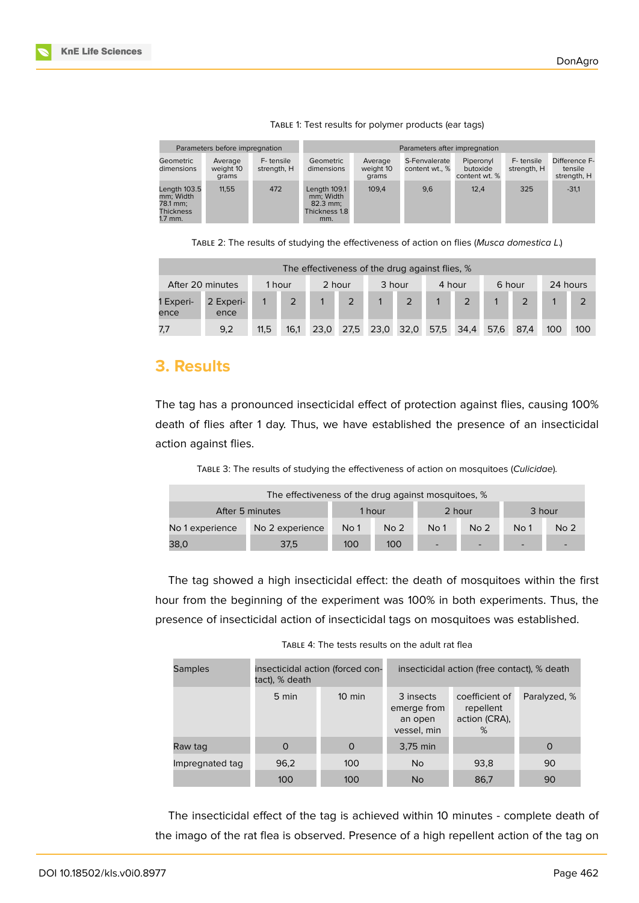Table 1: Test results for polymer products (ear tags)

| Parameters before impregnation | | | Parameters after impregnation | | | | | |
|---|---|---|---|---|---|---|---|---|
| Geometric dimensions | Average weight 10 grams | F- tensile strength, H | Geometric dimensions | Average weight 10 grams | S-Fenvalerate content wt., % | Piperonyl butoxide content wt. % | F- tensile strength, H | Difference F- tensile strength, H |
| Length 103.5 mm; Width 78.1 mm; Thickness 1.7 mm. | 11,55 | 472 | Length 109.1 mm; Width 82.3 mm; Thickness 1.8 mm. | 109,4 | 9,6 | 12,4 | 325 | -31,1 |

Table 2: The results of studying the effectiveness of action on flies (*Musca domestica L.*)

| The effectiveness of the drug against flies, % | | | | | | | | | | | | | |
|---|---|---|---|---|---|---|---|---|---|---|---|---|---|
| After 20 minutes | | 1 hour | | 2 hour | | 3 hour | | 4 hour | | 6 hour | | 24 hours | |
| 1 Experience | 2 Experience | 1 | 2 | 1 | 2 | 1 | 2 | 1 | 2 | 1 | 2 | 1 | 2 |
| 7,7 | 9,2 | 11,5 | 16,1 | 23,0 | 27,5 | 23,0 | 32,0 | 57,5 | 34,4 | 57,6 | 87,4 | 100 | 100 |

## 3. Results

The tag has a pronounced insecticidal effect of protection against flies, causing 100% death of flies after 1 day. Thus, we have established the presence of an insecticidal action against flies.

Table 3: The results of studying the effectiveness of action on mosquitoes (*Culicidae*).

| The effectiveness of the drug against mosquitoes, % | | | | | | | |
|---|---|---|---|---|---|---|---|
| After 5 minutes | | 1 hour | | 2 hour | | 3 hour | |
| No 1 experience | No 2 experience | No 1 | No 2 | No 1 | No 2 | No 1 | No 2 |
| 38,0 | 37,5 | 100 | 100 | - | - | - | - |

The tag showed a high insecticidal effect: the death of mosquitoes within the first hour from the beginning of the experiment was 100% in both experiments. Thus, the presence of insecticidal action of insecticidal tags on mosquitoes was established.

Table 4: The tests results on the adult rat flea

| Samples | insecticidal action (forced contact), % death | | insecticidal action (free contact), % death | | |
|---|---|---|---|---|---|
| | 5 min | 10 min | 3 insects emerge from an open vessel, min | coefficient of repellent action (CRA), % | Paralyzed, % |
| Raw tag | 0 | 0 | 3,75 min | | 0 |
| Impregnated tag | 96,2 | 100 | No | 93,8 | 90 |
| | 100 | 100 | No | 86,7 | 90 |

The insecticidal effect of the tag is achieved within 10 minutes - complete death of the imago of the rat flea is observed. Presence of a high repellent action of the tag on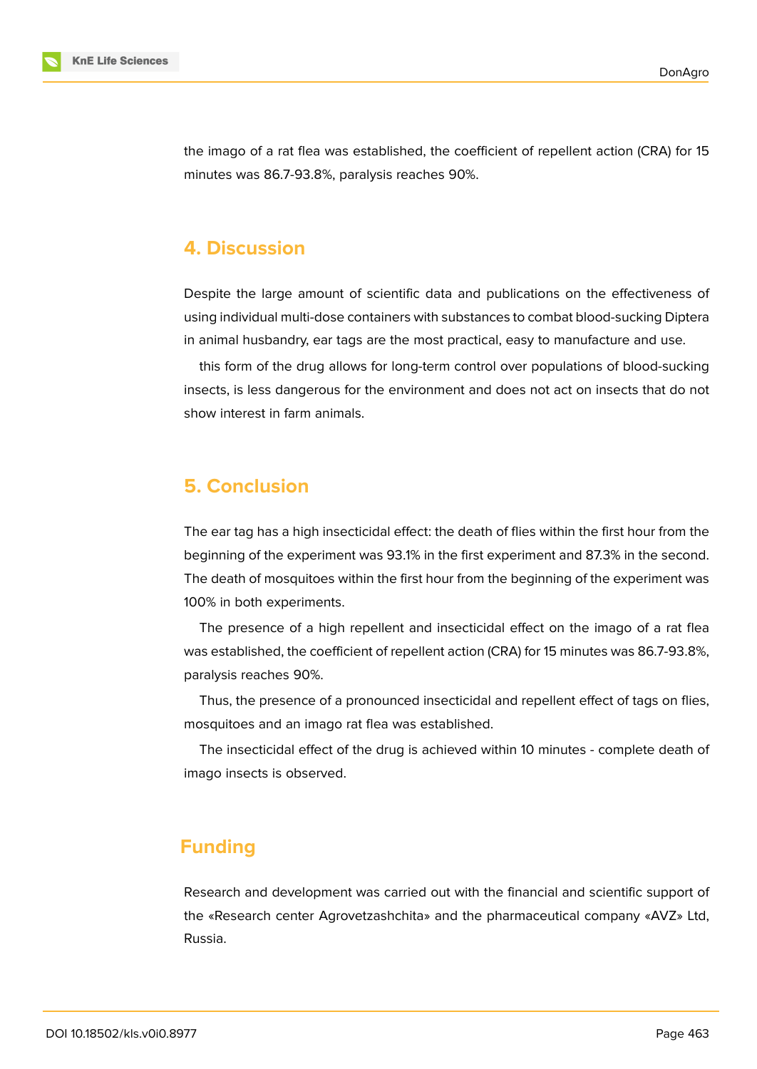the imago of a rat flea was established, the coefficient of repellent action (CRA) for 15 minutes was 86.7-93.8%, paralysis reaches 90%.

## 4. Discussion

Despite the large amount of scientific data and publications on the effectiveness of using individual multi-dose containers with substances to combat blood-sucking Diptera in animal husbandry, ear tags are the most practical, easy to manufacture and use.

this form of the drug allows for long-term control over populations of blood-sucking insects, is less dangerous for the environment and does not act on insects that do not show interest in farm animals.

## 5. Conclusion

The ear tag has a high insecticidal effect: the death of flies within the first hour from the beginning of the experiment was 93.1% in the first experiment and 87.3% in the second. The death of mosquitoes within the first hour from the beginning of the experiment was 100% in both experiments.

The presence of a high repellent and insecticidal effect on the imago of a rat flea was established, the coefficient of repellent action (CRA) for 15 minutes was 86.7-93.8%, paralysis reaches 90%.

Thus, the presence of a pronounced insecticidal and repellent effect of tags on flies, mosquitoes and an imago rat flea was established.

The insecticidal effect of the drug is achieved within 10 minutes - complete death of imago insects is observed.

## Funding

Research and development was carried out with the financial and scientific support of the «Research center Agrovetzashchita» and the pharmaceutical company «AVZ» Ltd, Russia.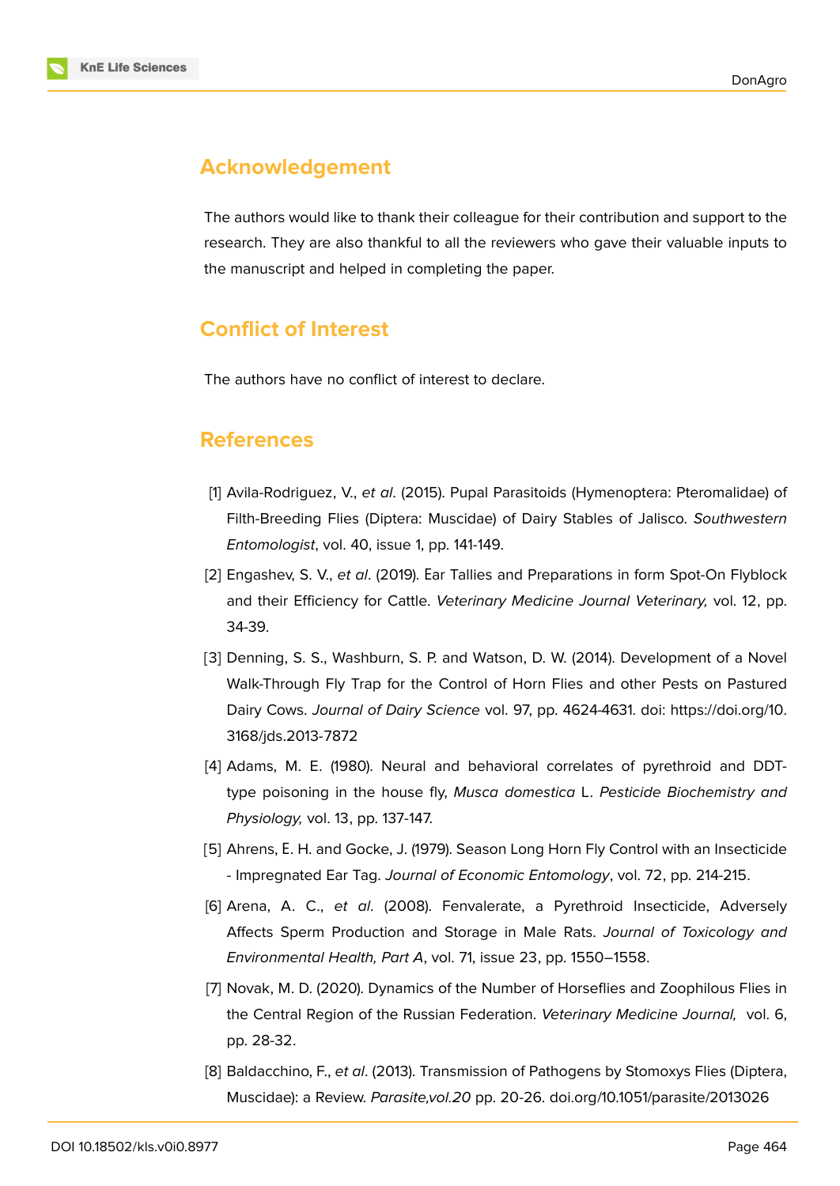## Acknowledgement

The authors would like to thank their colleague for their contribution and support to the research. They are also thankful to all the reviewers who gave their valuable inputs to the manuscript and helped in completing the paper.

## Conflict of Interest

The authors have no conflict of interest to declare.

## References

[1] Avila-Rodriguez, V., *et al*. (2015). Pupal Parasitoids (Hymenoptera: Pteromalidae) of Filth-Breeding Flies (Diptera: Muscidae) of Dairy Stables of Jalisco. *Southwestern Entomologist*, vol. 40, issue 1, pp. 141-149.

[2] Engashev, S. V., *et al*. (2019). Ear Tallies and Preparations in form Spot-On Flyblock and their Efficiency for Cattle. *Veterinary Medicine Journal Veterinary,* vol. 12, pp. 34-39.

[3] Denning, S. S., Washburn, S. P. and Watson, D. W. (2014). Development of a Novel Walk-Through Fly Trap for the Control of Horn Flies and other Pests on Pastured Dairy Cows. *Journal of Dairy Science* vol. 97, pp. 4624-4631. doi: https://doi.org/10.3168/jds.2013-7872

[4] Adams, M. E. (1980). Neural and behavioral correlates of pyrethroid and DDT-type poisoning in the house fly, *Musca domestica* L. *Pesticide Biochemistry and Physiology,* vol. 13, pp. 137-147.

[5] Ahrens, E. H. and Gocke, J. (1979). Season Long Horn Fly Control with an Insecticide - Impregnated Ear Tag. *Journal of Economic Entomology*, vol. 72, pp. 214-215.

[6] Arena, A. C., *et al*. (2008). Fenvalerate, a Pyrethroid Insecticide, Adversely Affects Sperm Production and Storage in Male Rats. *Journal of Toxicology and Environmental Health, Part A*, vol. 71, issue 23, pp. 1550–1558.

[7] Novak, M. D. (2020). Dynamics of the Number of Horseflies and Zoophilous Flies in the Central Region of the Russian Federation. *Veterinary Medicine Journal,* vol. 6, pp. 28-32.

[8] Baldacchino, F., *et al*. (2013). Transmission of Pathogens by Stomoxys Flies (Diptera, Muscidae): a Review. *Parasite,vol.20* pp. 20-26. doi.org/10.1051/parasite/2013026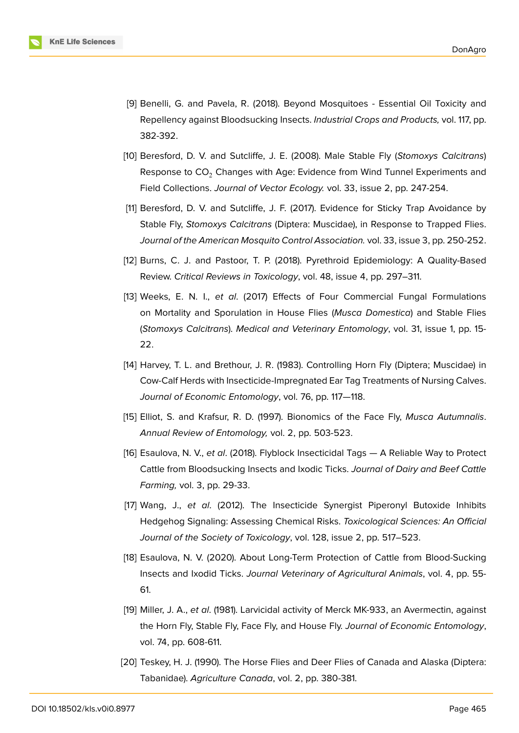[9] Benelli, G. and Pavela, R. (2018). Beyond Mosquitoes - Essential Oil Toxicity and Repellency against Bloodsucking Insects. *Industrial Crops and Products,* vol. 117, pp. 382-392.

[10] Beresford, D. V. and Sutcliffe, J. E. (2008). Male Stable Fly (*Stomoxys Calcitrans*) Response to $CO_2$ Changes with Age: Evidence from Wind Tunnel Experiments and Field Collections. *Journal of Vector Ecology.* vol. 33, issue 2, pp. 247-254.

[11] Beresford, D. V. and Sutcliffe, J. F. (2017). Evidence for Sticky Trap Avoidance by Stable Fly, *Stomoxys Calcitrans* (Diptera: Muscidae), in Response to Trapped Flies. *Journal of the American Mosquito Control Association.* vol. 33, issue 3, pp. 250-252.

[12] Burns, C. J. and Pastoor, T. P. (2018). Pyrethroid Epidemiology: A Quality-Based Review. *Critical Reviews in Toxicology*, vol. 48, issue 4, pp. 297–311.

[13] Weeks, E. N. I., *et al*. (2017) Effects of Four Commercial Fungal Formulations on Mortality and Sporulation in House Flies (*Musca Domestica*) and Stable Flies (*Stomoxys Calcitrans*). *Medical and Veterinary Entomology*, vol. 31, issue 1, pp. 15-22.

[14] Harvey, T. L. and Brethour, J. R. (1983). Controlling Horn Fly (Diptera; Muscidae) in Cow-Calf Herds with Insecticide-Impregnated Ear Tag Treatments of Nursing Calves. *Journal of Economic Entomology*, vol. 76, pp. 117—118.

[15] Elliot, S. and Krafsur, R. D. (1997). Bionomics of the Face Fly, *Musca Autumnalis*. *Annual Review of Entomology,* vol. 2, pp. 503-523.

[16] Esaulova, N. V., *et al*. (2018). Flyblock Insecticidal Tags — A Reliable Way to Protect Cattle from Bloodsucking Insects and Ixodic Ticks. *Journal of Dairy and Beef Cattle Farming,* vol. 3, pp. 29-33.

[17] Wang, J., *et al*. (2012). The Insecticide Synergist Piperonyl Butoxide Inhibits Hedgehog Signaling: Assessing Chemical Risks. *Toxicological Sciences: An Official Journal of the Society of Toxicology*, vol. 128, issue 2, pp. 517–523.

[18] Esaulova, N. V. (2020). About Long-Term Protection of Cattle from Blood-Sucking Insects and Ixodid Ticks. *Journal Veterinary of Agricultural Animals*, vol. 4, pp. 55-61.

[19] Miller, J. A., *et al*. (1981). Larvicidal activity of Merck MK-933, an Avermectin, against the Horn Fly, Stable Fly, Face Fly, and House Fly. *Journal of Economic Entomology*, vol. 74, pp. 608-611.

[20] Teskey, H. J. (1990). The Horse Flies and Deer Flies of Canada and Alaska (Diptera: Tabanidae). *Agriculture Canada*, vol. 2, pp. 380-381.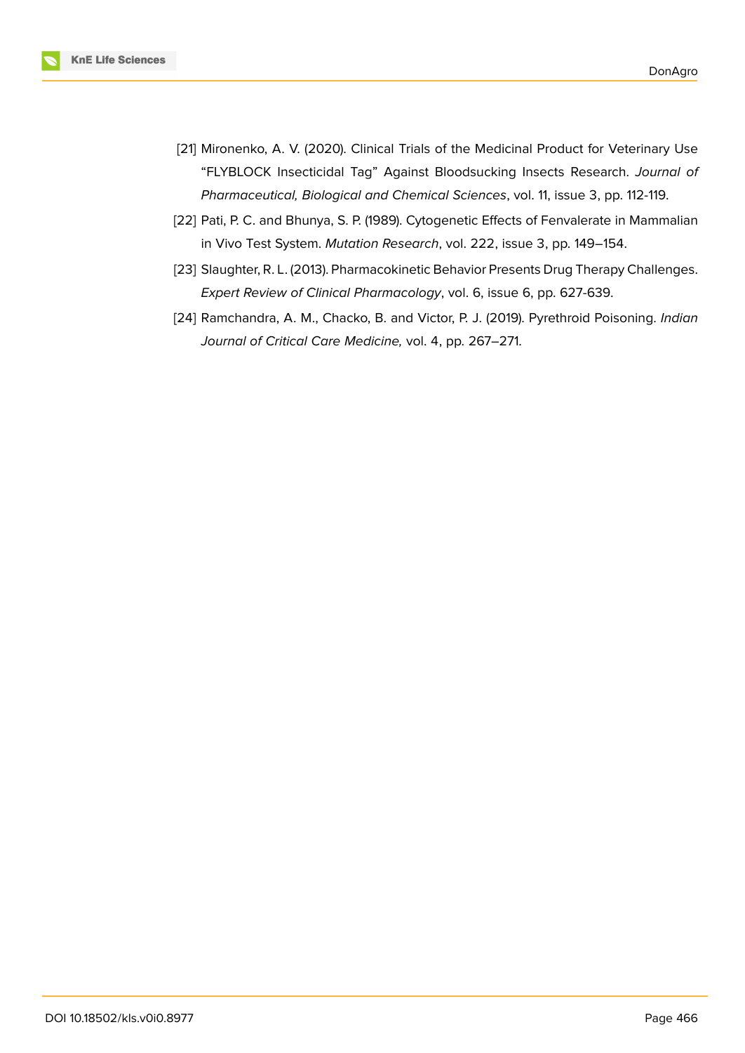[21] Mironenko, A. V. (2020). Clinical Trials of the Medicinal Product for Veterinary Use "FLYBLOCK Insecticidal Tag" Against Bloodsucking Insects Research. *Journal of Pharmaceutical, Biological and Chemical Sciences*, vol. 11, issue 3, pp. 112-119.

[22] Pati, P. C. and Bhunya, S. P. (1989). Cytogenetic Effects of Fenvalerate in Mammalian in Vivo Test System. *Mutation Research*, vol. 222, issue 3, pp. 149–154.

[23] Slaughter, R. L. (2013). Pharmacokinetic Behavior Presents Drug Therapy Challenges. *Expert Review of Clinical Pharmacology*, vol. 6, issue 6, pp. 627-639.

[24] Ramchandra, A. M., Chacko, B. and Victor, P. J. (2019). Pyrethroid Poisoning. *Indian Journal of Critical Care Medicine,* vol. 4, pp. 267–271.